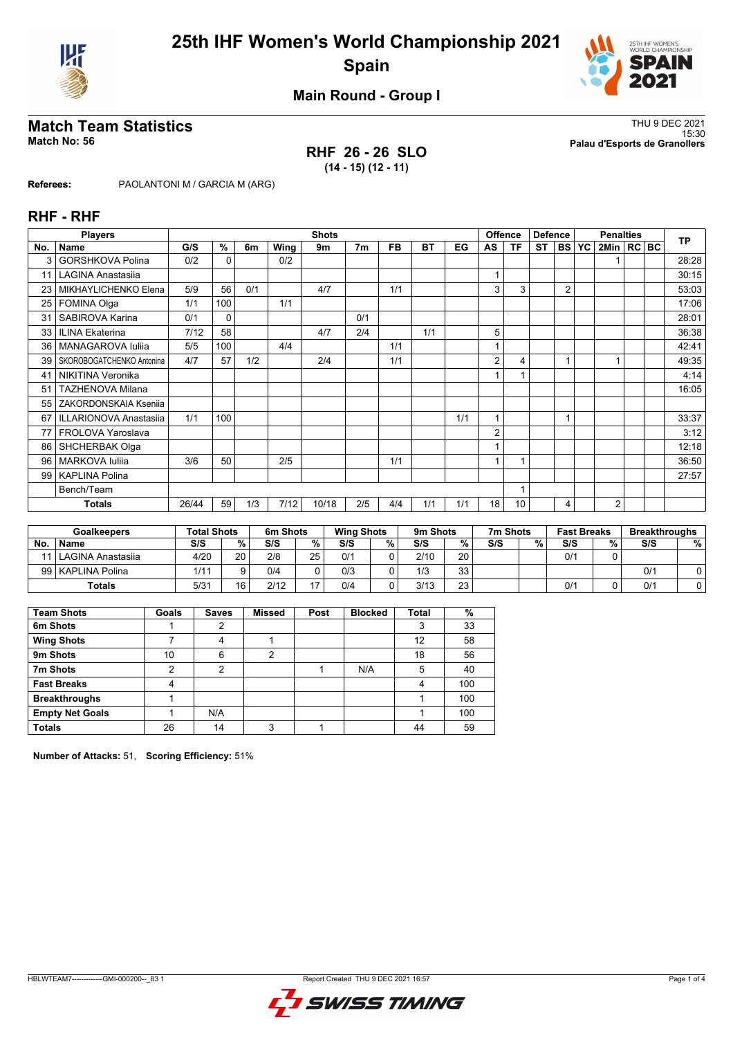# 25th IHF Women's World Championship 2021
## Spain

### Main Round - Group I

## Match Team Statistics

**Match No: 56**

THU 9 DEC 2021
15:30
**Palau d'Esports de Granollers**

**RHF 26 - 26 SLO**
**(14 - 15) (12 - 11)**

**Referees:** PAOLANTONI M / GARCIA M (ARG)

## RHF - RHF

| Players | | Shots | | | | | | | | | Offence | | Defence | | | Penalties | | | TP |
|---|---|---|---|---|---|---|---|---|---|---|---|---|---|---|---|---|---|---|---|
| No. | Name | G/S | % | 6m | Wing | 9m | 7m | FB | BT | EG | AS | TF | ST | BS | YC | 2Min | RC | BC | |
| 3 | GORSHKOVA Polina | 0/2 | 0 | | 0/2 | | | | | | | | | | | 1 | | | 28:28 |
| 11 | LAGINA Anastasiia | | | | | | | | | | 1 | | | | | | | | 30:15 |
| 23 | MIKHAYLICHENKO Elena | 5/9 | 56 | 0/1 | | 4/7 | | 1/1 | | | 3 | 3 | | 2 | | | | | 53:03 |
| 25 | FOMINA Olga | 1/1 | 100 | | 1/1 | | | | | | | | | | | | | | 17:06 |
| 31 | SABIROVA Karina | 0/1 | 0 | | | | 0/1 | | | | | | | | | | | | 28:01 |
| 33 | ILINA Ekaterina | 7/12 | 58 | | | 4/7 | 2/4 | | 1/1 | | 5 | | | | | | | | 36:38 |
| 36 | MANAGAROVA Iuliia | 5/5 | 100 | | 4/4 | | | 1/1 | | | 1 | | | | | | | | 42:41 |
| 39 | SKOROBOGATCHENKO Antonina | 4/7 | 57 | 1/2 | | 2/4 | | 1/1 | | | 2 | 4 | | 1 | | 1 | | | 49:35 |
| 41 | NIKITINA Veronika | | | | | | | | | | 1 | 1 | | | | | | | 4:14 |
| 51 | TAZHENOVA Milana | | | | | | | | | | | | | | | | | | 16:05 |
| 55 | ZAKORDONSKAIA Kseniia | | | | | | | | | | | | | | | | | | |
| 67 | ILLARIONOVA Anastasiia | 1/1 | 100 | | | | | | | 1/1 | 1 | | | 1 | | | | | 33:37 |
| 77 | FROLOVA Yaroslava | | | | | | | | | | 2 | | | | | | | | 3:12 |
| 86 | SHCHERBAK Olga | | | | | | | | | | 1 | | | | | | | | 12:18 |
| 96 | MARKOVA Iuliia | 3/6 | 50 | | 2/5 | | | 1/1 | | | 1 | 1 | | | | | | | 36:50 |
| 99 | KAPLINA Polina | | | | | | | | | | | | | | | | | | 27:57 |
| | Bench/Team | | | | | | | | | | | 1 | | | | | | | |
| | **Totals** | 26/44 | 59 | 1/3 | 7/12 | 10/18 | 2/5 | 4/4 | 1/1 | 1/1 | 18 | 10 | | 4 | | 2 | | | |

| Goalkeepers | | Total Shots | | 6m Shots | | Wing Shots | | 9m Shots | | 7m Shots | | Fast Breaks | | Breakthroughs | |
|---|---|---|---|---|---|---|---|---|---|---|---|---|---|---|---|
| No. | Name | S/S | % | S/S | % | S/S | % | S/S | % | S/S | % | S/S | % | S/S | % |
| 11 | LAGINA Anastasiia | 4/20 | 20 | 2/8 | 25 | 0/1 | 0 | 2/10 | 20 | | | 0/1 | 0 | | |
| 99 | KAPLINA Polina | 1/11 | 9 | 0/4 | 0 | 0/3 | 0 | 1/3 | 33 | | | | | 0/1 | 0 |
| | **Totals** | 5/31 | 16 | 2/12 | 17 | 0/4 | 0 | 3/13 | 23 | | | 0/1 | 0 | 0/1 | 0 |

| Team Shots | Goals | Saves | Missed | Post | Blocked | Total | % |
|---|---|---|---|---|---|---|---|
| **6m Shots** | 1 | 2 | | | | 3 | 33 |
| **Wing Shots** | 7 | 4 | 1 | | | 12 | 58 |
| **9m Shots** | 10 | 6 | 2 | | | 18 | 56 |
| **7m Shots** | 2 | 2 | | 1 | N/A | 5 | 40 |
| **Fast Breaks** | 4 | | | | | 4 | 100 |
| **Breakthroughs** | 1 | | | | | 1 | 100 |
| **Empty Net Goals** | 1 | N/A | | | | 1 | 100 |
| **Totals** | 26 | 14 | 3 | 1 | | 44 | 59 |

**Number of Attacks:** 51, **Scoring Efficiency:** 51%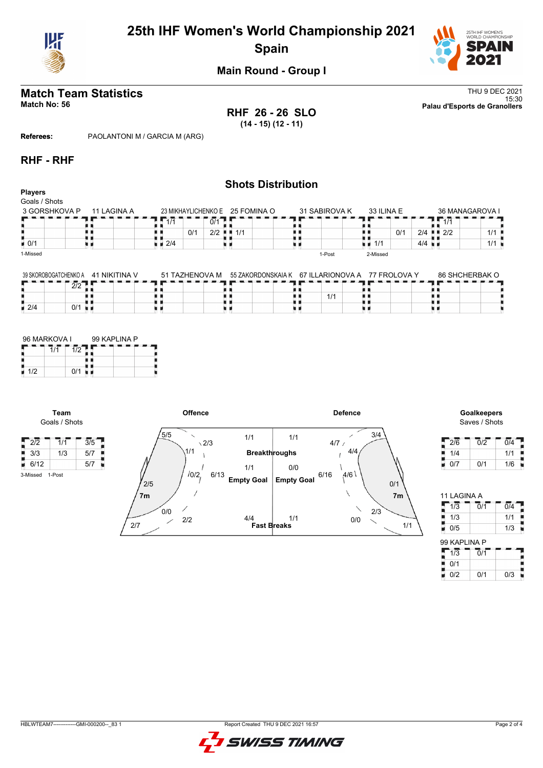# 25th IHF Women's World Championship 2021

## Spain

### Main Round - Group I

## Match Team Statistics

**Match No: 56**

THU 9 DEC 2021
15:30
**Palau d'Esports de Granollers**

**RHF 26 - 26 SLO**
**(14 - 15) (12 - 11)**

**Referees:** PAOLANTONI M / GARCIA M (ARG)

## RHF - RHF

### Shots Distribution

**Players**
Goals / Shots

**3 GORSHKOVA P**

| | | |
|---|---|---|
| | | |
| | | |
| 0/1 | | |

1-Missed

**11 LAGINA A**

| | | |
|---|---|---|
| | | |
| | | |
| | | |

**23 MIKHAYLICHENKO E**

| | | |
|---|---|---|
| 1/1 | | 0/1 |
| | 0/1 | 2/2 |
| 2/4 | | |

**25 FOMINA O**

| | | |
|---|---|---|
| | | |
| 1/1 | | |
| | | |

**31 SABIROVA K**

| | | |
|---|---|---|
| | | |
| | | |
| | | |

1-Post

**33 ILINA E**

| | | |
|---|---|---|
| | | |
| | 0/1 | 2/4 |
| 1/1 | | 4/4 |

2-Missed

**36 MANAGAROVA I**

| | | |
|---|---|---|
| 1/1 | | |
| 2/2 | | 1/1 |
| | | 1/1 |

**39 SKOROBOGATCHENKO A**

| | | |
|---|---|---|
| | | 2/2 |
| | | |
| 2/4 | | 0/1 |

**41 NIKITINA V**

| | | |
|---|---|---|
| | | |
| | | |
| | | |

**51 TAZHENOVA M**

| | | |
|---|---|---|
| | | |
| | | |
| | | |

**55 ZAKORDONSKAIA K**

| | | |
|---|---|---|
| | | |
| | | |
| | | |

**67 ILLARIONOVA A**

| | | |
|---|---|---|
| | | |
| | 1/1 | |
| | | |

**77 FROLOVA Y**

| | | |
|---|---|---|
| | | |
| | | |
| | | |

**86 SHCHERBAK O**

| | | |
|---|---|---|
| | | |
| | | |
| | | |

**96 MARKOVA I**

| | | |
|---|---|---|
| | 1/1 | 1/2 |
| | | |
| 1/2 | | 0/1 |

**99 KAPLINA P**

| | | |
|---|---|---|
| | | |
| | | |
| | | |

**Team**
Goals / Shots

| | | |
|---|---|---|
| 2/2 | 1/1 | 3/5 |
| 3/3 | 1/3 | 5/7 |
| 6/12 | | 5/7 |

3-Missed 1-Post

**Offence**

| Zone | Goals / Shots |
|---|---|
| Left wing | 5/5 |
| Left back | 2/3 |
| Left 6m | 1/1 |
| Centre 6m | 0/2 |
| Centre back | 6/13 |
| Left 9m | 2/5 |
| 7m | 2/7 |
| Right 6m | 0/0 |
| Right wing | 2/2 |
| Breakthroughs | 1/1 |
| Empty Goal | 1/1 |
| Fast Breaks | 4/4 |

**Defence**

| Zone | Goals / Shots |
|---|---|
| Breakthroughs | 1/1 |
| Empty Goal | 0/0 |
| Fast Breaks | 1/1 |
| Centre back | 6/16 |
| Left back | 4/7 |
| Left 6m | 4/4 |
| Centre 6m | 4/6 |
| Left wing | 3/4 |
| Right 9m | 0/1 |
| Right 6m | 2/3 |
| Right | 0/0 |
| 7m | 1/1 |

**Goalkeepers**
Saves / Shots

| | | |
|---|---|---|
| 2/6 | 0/2 | 0/4 |
| 1/4 | | 1/1 |
| 0/7 | 0/1 | 1/6 |

**11 LAGINA A**

| | | |
|---|---|---|
| 1/3 | 0/1 | 0/4 |
| 1/3 | | 1/1 |
| 0/5 | | 1/3 |

**99 KAPLINA P**

| | | |
|---|---|---|
| 1/3 | 0/1 | |
| 0/1 | | |
| 0/2 | 0/1 | 0/3 |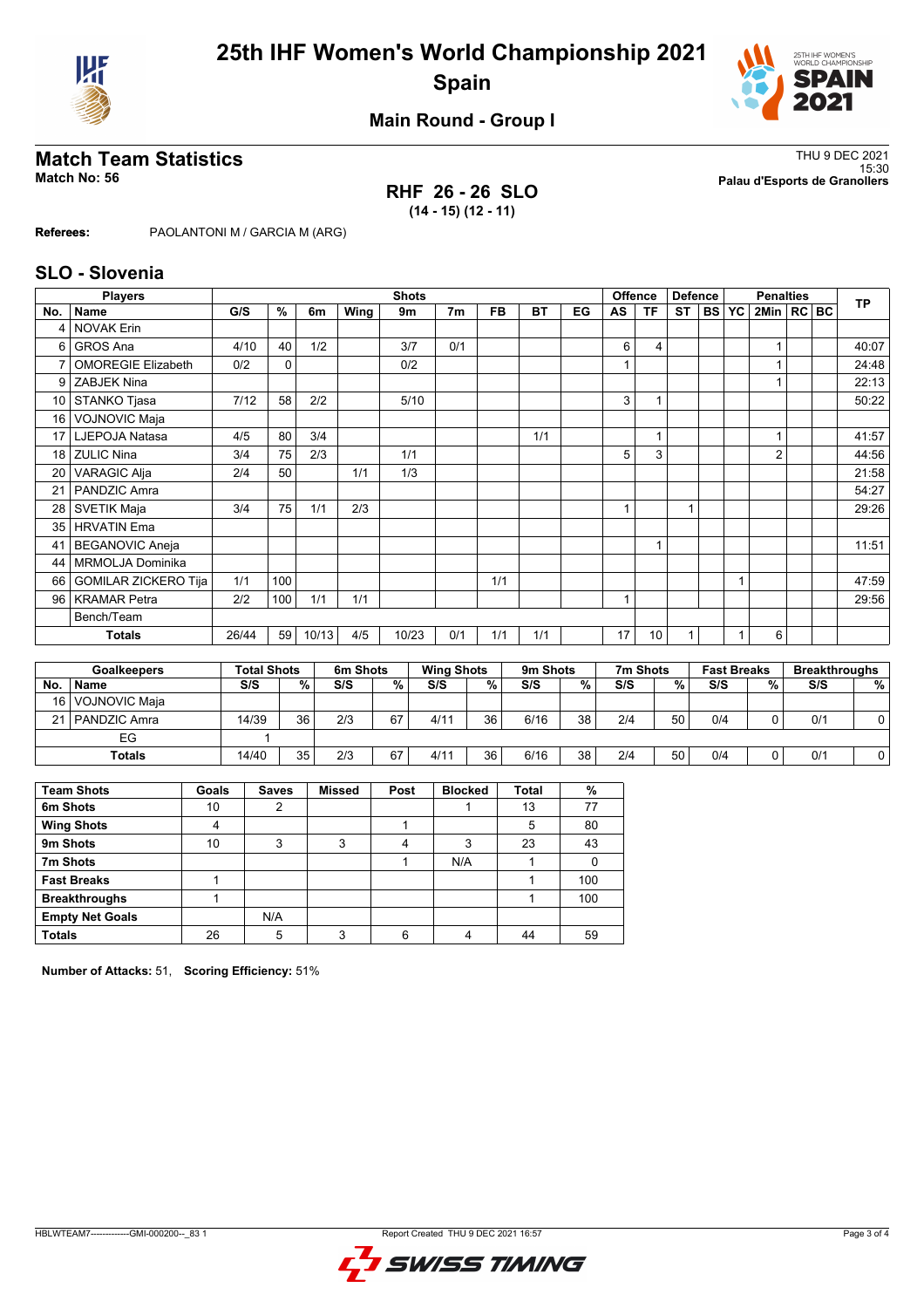# 25th IHF Women's World Championship 2021
## Spain

### Main Round - Group I

## Match Team Statistics

**Match No: 56**

THU 9 DEC 2021
15:30
**Palau d'Esports de Granollers**

**RHF 26 - 26 SLO**
**(14 - 15) (12 - 11)**

**Referees:** PAOLANTONI M / GARCIA M (ARG)

## SLO - Slovenia

| No. | Name | G/S | % | 6m | Wing | 9m | 7m | FB | BT | EG | AS | TF | ST | BS | YC | 2Min | RC | BC | TP |
|---|---|---|---|---|---|---|---|---|---|---|---|---|---|---|---|---|---|---|---|
| 4 | NOVAK Erin | | | | | | | | | | | | | | | | | | |
| 6 | GROS Ana | 4/10 | 40 | 1/2 | | 3/7 | 0/1 | | | | 6 | 4 | | | | 1 | | | 40:07 |
| 7 | OMOREGIE Elizabeth | 0/2 | 0 | | | 0/2 | | | | | 1 | | | | | 1 | | | 24:48 |
| 9 | ZABJEK Nina | | | | | | | | | | | | | | | 1 | | | 22:13 |
| 10 | STANKO Tjasa | 7/12 | 58 | 2/2 | | 5/10 | | | | | 3 | 1 | | | | | | | 50:22 |
| 16 | VOJNOVIC Maja | | | | | | | | | | | | | | | | | | |
| 17 | LJEPOJA Natasa | 4/5 | 80 | 3/4 | | | | | 1/1 | | | 1 | | | | 1 | | | 41:57 |
| 18 | ZULIC Nina | 3/4 | 75 | 2/3 | | 1/1 | | | | | 5 | 3 | | | | 2 | | | 44:56 |
| 20 | VARAGIC Alja | 2/4 | 50 | | 1/1 | 1/3 | | | | | | | | | | | | | 21:58 |
| 21 | PANDZIC Amra | | | | | | | | | | | | | | | | | | 54:27 |
| 28 | SVETIK Maja | 3/4 | 75 | 1/1 | 2/3 | | | | | | 1 | | 1 | | | | | | 29:26 |
| 35 | HRVATIN Ema | | | | | | | | | | | | | | | | | | |
| 41 | BEGANOVIC Aneja | | | | | | | | | | | 1 | | | | | | | 11:51 |
| 44 | MRMOLJA Dominika | | | | | | | | | | | | | | | | | | |
| 66 | GOMILAR ZICKERO Tija | 1/1 | 100 | | | | | 1/1 | | | | | | | 1 | | | | 47:59 |
| 96 | KRAMAR Petra | 2/2 | 100 | 1/1 | 1/1 | | | | | | 1 | | | | | | | | 29:56 |
| | Bench/Team | | | | | | | | | | | | | | | | | | |
| | **Totals** | 26/44 | 59 | 10/13 | 4/5 | 10/23 | 0/1 | 1/1 | 1/1 | | 17 | 10 | 1 | | 1 | 6 | | | |

| No. | Goalkeepers Name | Total Shots S/S | % | 6m Shots S/S | % | Wing Shots S/S | % | 9m Shots S/S | % | 7m Shots S/S | % | Fast Breaks S/S | % | Breakthroughs S/S | % |
|---|---|---|---|---|---|---|---|---|---|---|---|---|---|---|---|
| 16 | VOJNOVIC Maja | | | | | | | | | | | | | | |
| 21 | PANDZIC Amra | 14/39 | 36 | 2/3 | 67 | 4/11 | 36 | 6/16 | 38 | 2/4 | 50 | 0/4 | 0 | 0/1 | 0 |
| | EG | 1 | | | | | | | | | | | | | |
| | **Totals** | 14/40 | 35 | 2/3 | 67 | 4/11 | 36 | 6/16 | 38 | 2/4 | 50 | 0/4 | 0 | 0/1 | 0 |

| Team Shots | Goals | Saves | Missed | Post | Blocked | Total | % |
|---|---|---|---|---|---|---|---|
| **6m Shots** | 10 | 2 | | | 1 | 13 | 77 |
| **Wing Shots** | 4 | | | 1 | | 5 | 80 |
| **9m Shots** | 10 | 3 | 3 | 4 | 3 | 23 | 43 |
| **7m Shots** | | | | 1 | N/A | 1 | 0 |
| **Fast Breaks** | 1 | | | | | 1 | 100 |
| **Breakthroughs** | 1 | | | | | 1 | 100 |
| **Empty Net Goals** | | N/A | | | | | |
| **Totals** | 26 | 5 | 3 | 6 | 4 | 44 | 59 |

**Number of Attacks:** 51, **Scoring Efficiency:** 51%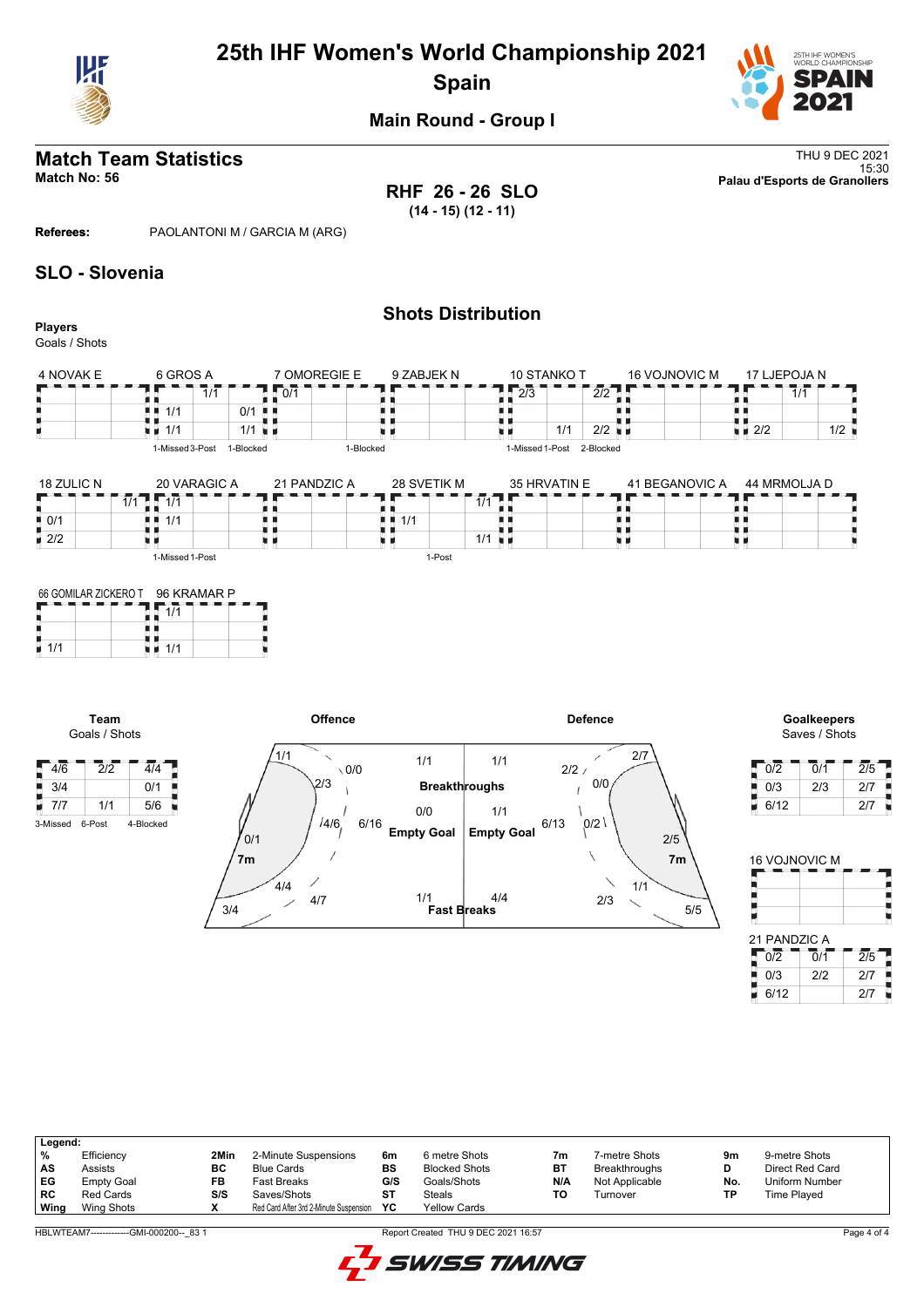# 25th IHF Women's World Championship 2021

## Spain

### Main Round - Group I

## Match Team Statistics

**Match No: 56**

THU 9 DEC 2021
15:30
**Palau d'Esports de Granollers**

**RHF 26 - 26 SLO**
**(14 - 15) (12 - 11)**

**Referees:** PAOLANTONI M / GARCIA M (ARG)

## SLO - Slovenia

### Shots Distribution

**Players**
Goals / Shots

4 NOVAK E

6 GROS A
1/1
1/1 | 0/1
1/1 | 1/1
1-Missed 3-Post 1-Blocked

7 OMOREGIE E
0/1
1-Blocked

9 ZABJEK N

10 STANKO T
2/3 | 2/2
1/1 | 2/2
1-Missed 1-Post 2-Blocked

16 VOJNOVIC M

17 LJEPOJA N
1/1
2/2 | 1/2

18 ZULIC N
1/1
0/1
2/2

20 VARAGIC A
1/1
1/1
1-Missed 1-Post

21 PANDZIC A

28 SVETIK M
1/1
1/1
1/1
1-Post

35 HRVATIN E

41 BEGANOVIC A

44 MRMOLJA D

66 GOMILAR ZICKERO T
1/1

96 KRAMAR P
1/1
1/1

**Team**
Goals / Shots

| | | |
|---|---|---|
| 4/6 | 2/2 | 4/4 |
| 3/4 | | 0/1 |
| 7/7 | 1/1 | 5/6 |

3-Missed 6-Post 4-Blocked

**Offence**

1/1
0/0
2/3
4/6
6/16
0/1
7m
4/4
4/7
3/4

Breakthroughs: 1/1
Empty Goal: 0/0
Fast Breaks: 1/1

**Defence**

Breakthroughs: 1/1
Empty Goal: 1/1
Fast Breaks: 4/4

2/2
2/7
0/0
6/13
0/2
2/5
7m
1/1
2/3
5/5

**Goalkeepers**
Saves / Shots

| | | |
|---|---|---|
| 0/2 | 0/1 | 2/5 |
| 0/3 | 2/3 | 2/7 |
| 6/12 | | 2/7 |

16 VOJNOVIC M

21 PANDZIC A

| | | |
|---|---|---|
| 0/2 | 0/1 | 2/5 |
| 0/3 | 2/2 | 2/7 |
| 6/12 | | 2/7 |

| Legend: | | | | | | | | | |
|---|---|---|---|---|---|---|---|---|---|
| % | Efficiency | 2Min | 2-Minute Suspensions | 6m | 6 metre Shots | 7m | 7-metre Shots | 9m | 9-metre Shots |
| AS | Assists | BC | Blue Cards | BS | Blocked Shots | BT | Breakthroughs | D | Direct Red Card |
| EG | Empty Goal | FB | Fast Breaks | G/S | Goals/Shots | N/A | Not Applicable | No. | Uniform Number |
| RC | Red Cards | S/S | Saves/Shots | ST | Steals | TO | Turnover | TP | Time Played |
| Wing | Wing Shots | X | Red Card After 3rd 2-Minute Suspension | YC | Yellow Cards | | | | |

HBLWTEAM7-------------GMI-000200--_83 1 Report Created THU 9 DEC 2021 16:57